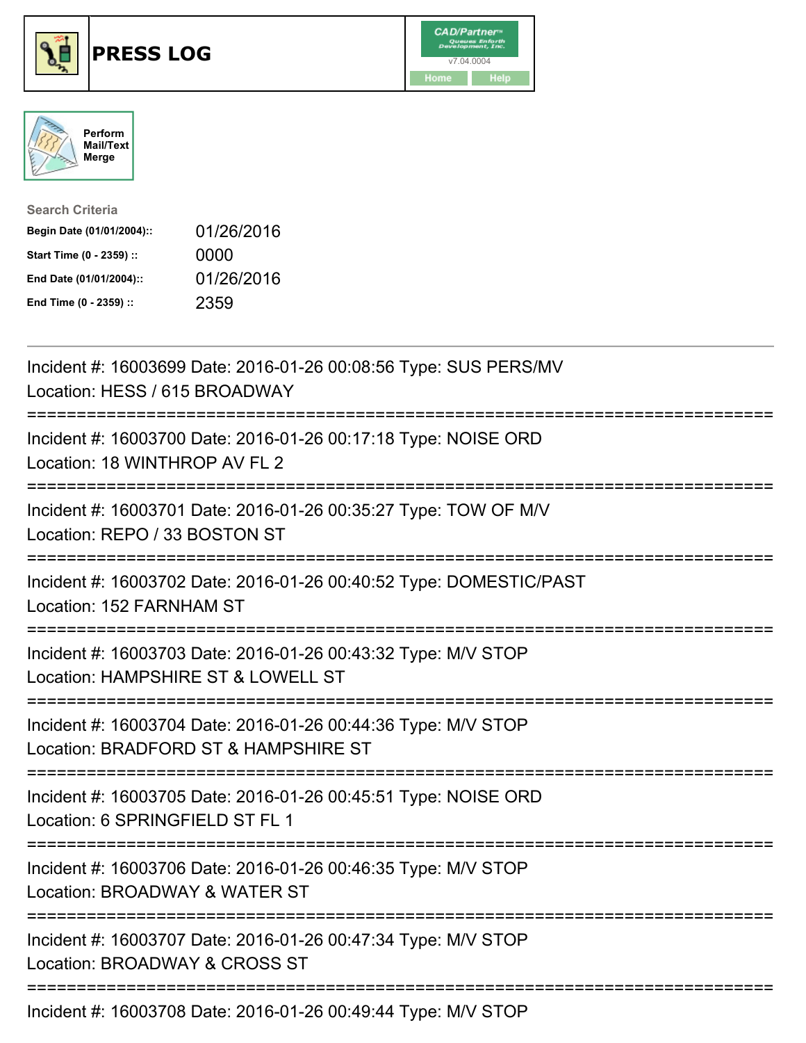# PRESS LOG

CAD/Partner v7.04.0004

Home | Help

Perform Mail/Text Merge

**Search Criteria**

| | |
|---|---|
| **Begin Date (01/01/2004)::** | 01/26/2016 |
| **Start Time (0 - 2359) ::** | 0000 |
| **End Date (01/01/2004)::** | 01/26/2016 |
| **End Time (0 - 2359) ::** | 2359 |

---

Incident #: 16003699 Date: 2016-01-26 00:08:56 Type: SUS PERS/MV
Location: HESS / 615 BROADWAY

===========================================================================

Incident #: 16003700 Date: 2016-01-26 00:17:18 Type: NOISE ORD
Location: 18 WINTHROP AV FL 2

===========================================================================

Incident #: 16003701 Date: 2016-01-26 00:35:27 Type: TOW OF M/V
Location: REPO / 33 BOSTON ST

===========================================================================

Incident #: 16003702 Date: 2016-01-26 00:40:52 Type: DOMESTIC/PAST
Location: 152 FARNHAM ST

===========================================================================

Incident #: 16003703 Date: 2016-01-26 00:43:32 Type: M/V STOP
Location: HAMPSHIRE ST & LOWELL ST

===========================================================================

Incident #: 16003704 Date: 2016-01-26 00:44:36 Type: M/V STOP
Location: BRADFORD ST & HAMPSHIRE ST

===========================================================================

Incident #: 16003705 Date: 2016-01-26 00:45:51 Type: NOISE ORD
Location: 6 SPRINGFIELD ST FL 1

===========================================================================

Incident #: 16003706 Date: 2016-01-26 00:46:35 Type: M/V STOP
Location: BROADWAY & WATER ST

===========================================================================

Incident #: 16003707 Date: 2016-01-26 00:47:34 Type: M/V STOP
Location: BROADWAY & CROSS ST

===========================================================================

Incident #: 16003708 Date: 2016-01-26 00:49:44 Type: M/V STOP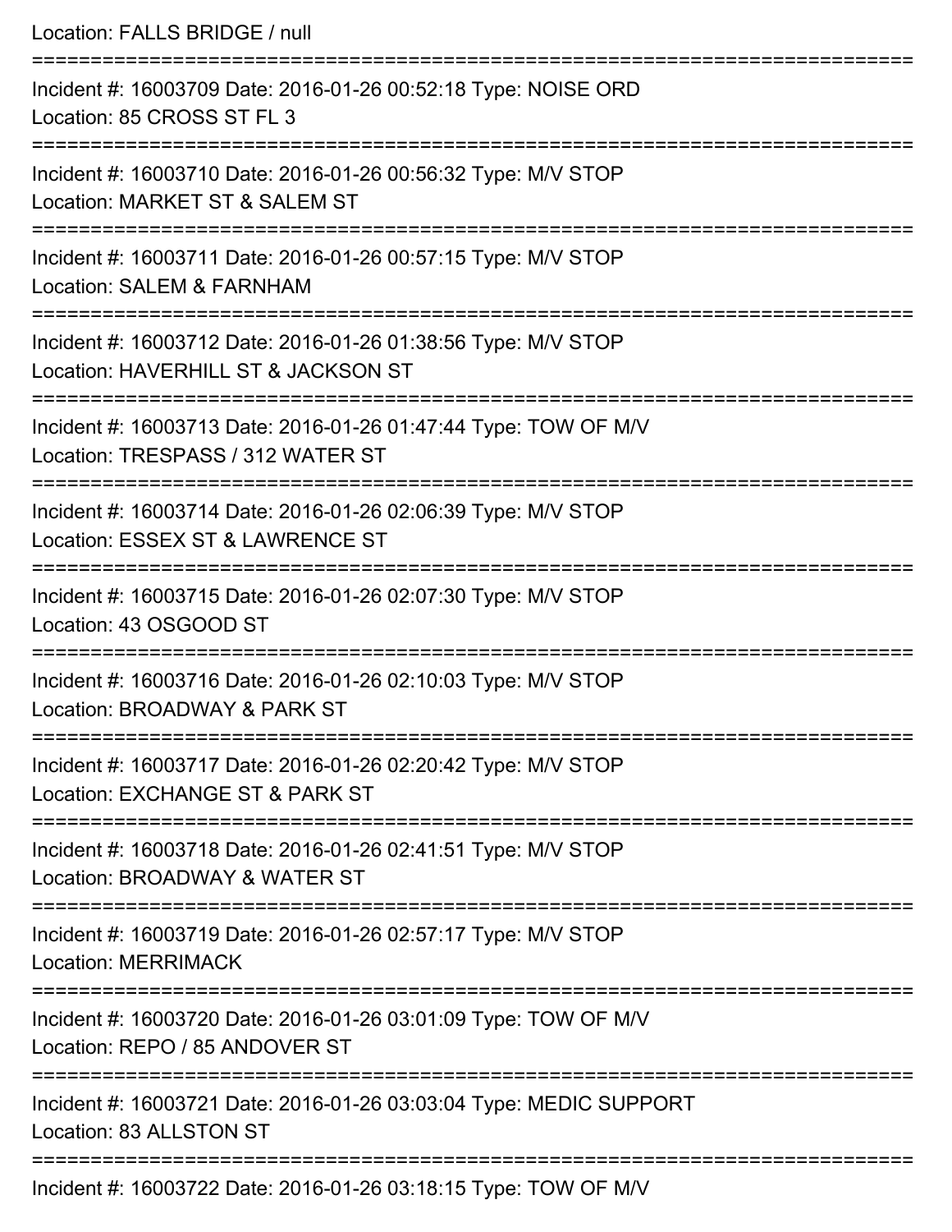Location: FALLS BRIDGE / null

===========================================================================

Incident #: 16003709 Date: 2016-01-26 00:52:18 Type: NOISE ORD
Location: 85 CROSS ST FL 3

===========================================================================

Incident #: 16003710 Date: 2016-01-26 00:56:32 Type: M/V STOP
Location: MARKET ST & SALEM ST

===========================================================================

Incident #: 16003711 Date: 2016-01-26 00:57:15 Type: M/V STOP
Location: SALEM & FARNHAM

===========================================================================

Incident #: 16003712 Date: 2016-01-26 01:38:56 Type: M/V STOP
Location: HAVERHILL ST & JACKSON ST

===========================================================================

Incident #: 16003713 Date: 2016-01-26 01:47:44 Type: TOW OF M/V
Location: TRESPASS / 312 WATER ST

===========================================================================

Incident #: 16003714 Date: 2016-01-26 02:06:39 Type: M/V STOP
Location: ESSEX ST & LAWRENCE ST

===========================================================================

Incident #: 16003715 Date: 2016-01-26 02:07:30 Type: M/V STOP
Location: 43 OSGOOD ST

===========================================================================

Incident #: 16003716 Date: 2016-01-26 02:10:03 Type: M/V STOP
Location: BROADWAY & PARK ST

===========================================================================

Incident #: 16003717 Date: 2016-01-26 02:20:42 Type: M/V STOP
Location: EXCHANGE ST & PARK ST

===========================================================================

Incident #: 16003718 Date: 2016-01-26 02:41:51 Type: M/V STOP
Location: BROADWAY & WATER ST

===========================================================================

Incident #: 16003719 Date: 2016-01-26 02:57:17 Type: M/V STOP
Location: MERRIMACK

===========================================================================

Incident #: 16003720 Date: 2016-01-26 03:01:09 Type: TOW OF M/V
Location: REPO / 85 ANDOVER ST

===========================================================================

Incident #: 16003721 Date: 2016-01-26 03:03:04 Type: MEDIC SUPPORT
Location: 83 ALLSTON ST

===========================================================================

Incident #: 16003722 Date: 2016-01-26 03:18:15 Type: TOW OF M/V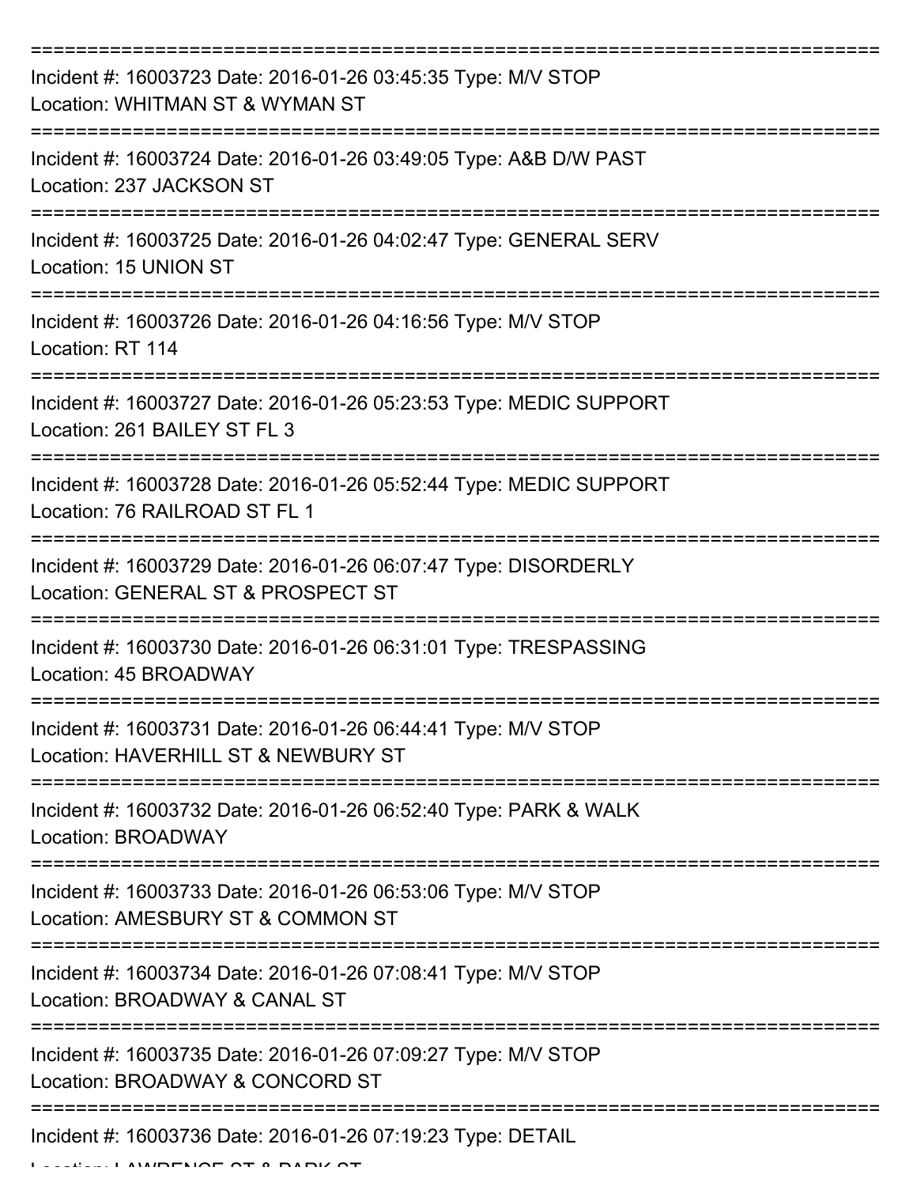===========================================================================

Incident #: 16003723 Date: 2016-01-26 03:45:35 Type: M/V STOP
Location: WHITMAN ST & WYMAN ST

===========================================================================

Incident #: 16003724 Date: 2016-01-26 03:49:05 Type: A&B D/W PAST
Location: 237 JACKSON ST

===========================================================================

Incident #: 16003725 Date: 2016-01-26 04:02:47 Type: GENERAL SERV
Location: 15 UNION ST

===========================================================================

Incident #: 16003726 Date: 2016-01-26 04:16:56 Type: M/V STOP
Location: RT 114

===========================================================================

Incident #: 16003727 Date: 2016-01-26 05:23:53 Type: MEDIC SUPPORT
Location: 261 BAILEY ST FL 3

===========================================================================

Incident #: 16003728 Date: 2016-01-26 05:52:44 Type: MEDIC SUPPORT
Location: 76 RAILROAD ST FL 1

===========================================================================

Incident #: 16003729 Date: 2016-01-26 06:07:47 Type: DISORDERLY
Location: GENERAL ST & PROSPECT ST

===========================================================================

Incident #: 16003730 Date: 2016-01-26 06:31:01 Type: TRESPASSING
Location: 45 BROADWAY

===========================================================================

Incident #: 16003731 Date: 2016-01-26 06:44:41 Type: M/V STOP
Location: HAVERHILL ST & NEWBURY ST

===========================================================================

Incident #: 16003732 Date: 2016-01-26 06:52:40 Type: PARK & WALK
Location: BROADWAY

===========================================================================

Incident #: 16003733 Date: 2016-01-26 06:53:06 Type: M/V STOP
Location: AMESBURY ST & COMMON ST

===========================================================================

Incident #: 16003734 Date: 2016-01-26 07:08:41 Type: M/V STOP
Location: BROADWAY & CANAL ST

===========================================================================

Incident #: 16003735 Date: 2016-01-26 07:09:27 Type: M/V STOP
Location: BROADWAY & CONCORD ST

===========================================================================

Incident #: 16003736 Date: 2016-01-26 07:19:23 Type: DETAIL
Location: LAWRENCE ST & PARK ST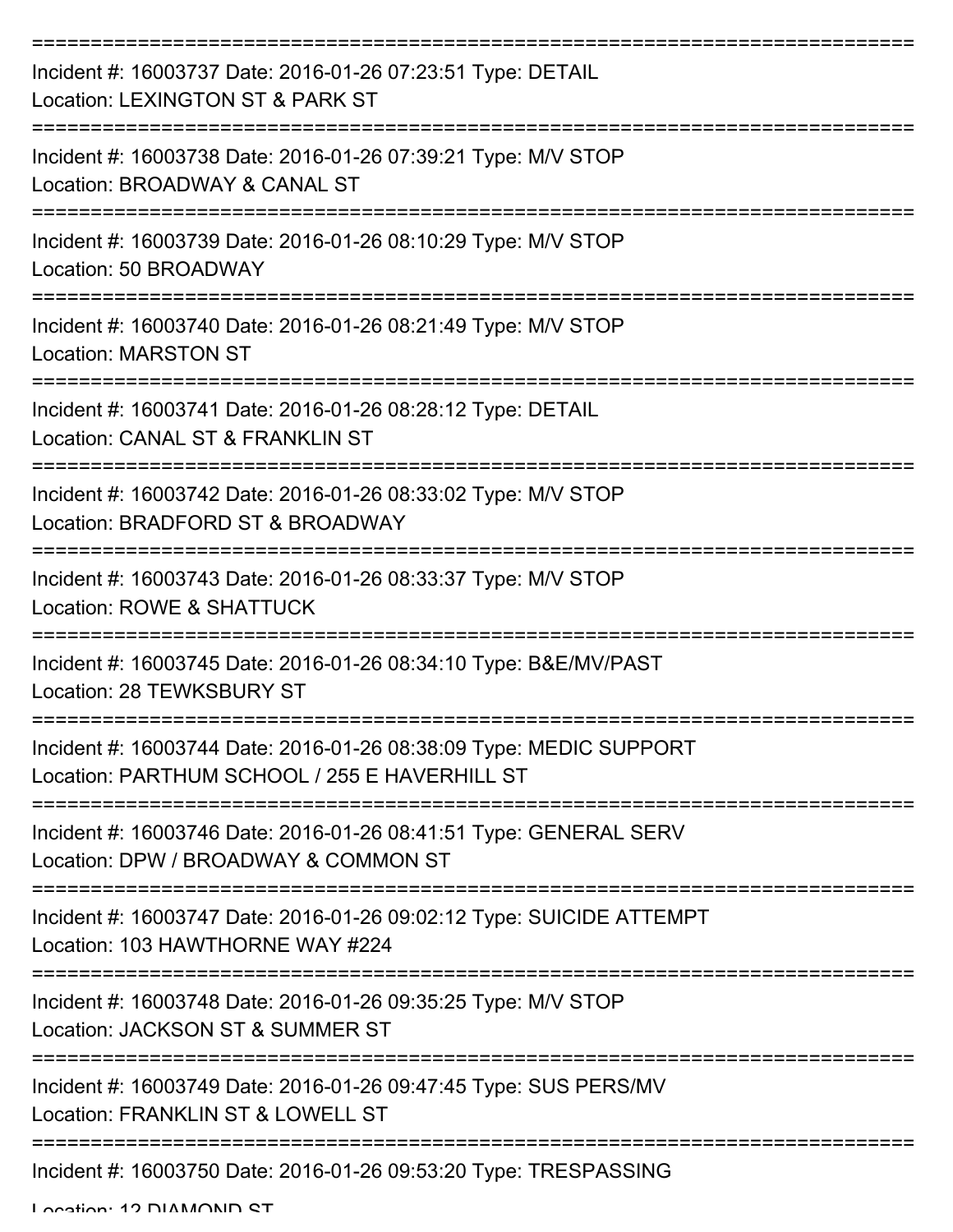===========================================================================

Incident #: 16003737 Date: 2016-01-26 07:23:51 Type: DETAIL
Location: LEXINGTON ST & PARK ST

===========================================================================

Incident #: 16003738 Date: 2016-01-26 07:39:21 Type: M/V STOP
Location: BROADWAY & CANAL ST

===========================================================================

Incident #: 16003739 Date: 2016-01-26 08:10:29 Type: M/V STOP
Location: 50 BROADWAY

===========================================================================

Incident #: 16003740 Date: 2016-01-26 08:21:49 Type: M/V STOP
Location: MARSTON ST

===========================================================================

Incident #: 16003741 Date: 2016-01-26 08:28:12 Type: DETAIL
Location: CANAL ST & FRANKLIN ST

===========================================================================

Incident #: 16003742 Date: 2016-01-26 08:33:02 Type: M/V STOP
Location: BRADFORD ST & BROADWAY

===========================================================================

Incident #: 16003743 Date: 2016-01-26 08:33:37 Type: M/V STOP
Location: ROWE & SHATTUCK

===========================================================================

Incident #: 16003745 Date: 2016-01-26 08:34:10 Type: B&E/MV/PAST
Location: 28 TEWKSBURY ST

===========================================================================

Incident #: 16003744 Date: 2016-01-26 08:38:09 Type: MEDIC SUPPORT
Location: PARTHUM SCHOOL / 255 E HAVERHILL ST

===========================================================================

Incident #: 16003746 Date: 2016-01-26 08:41:51 Type: GENERAL SERV
Location: DPW / BROADWAY & COMMON ST

===========================================================================

Incident #: 16003747 Date: 2016-01-26 09:02:12 Type: SUICIDE ATTEMPT
Location: 103 HAWTHORNE WAY #224

===========================================================================

Incident #: 16003748 Date: 2016-01-26 09:35:25 Type: M/V STOP
Location: JACKSON ST & SUMMER ST

===========================================================================

Incident #: 16003749 Date: 2016-01-26 09:47:45 Type: SUS PERS/MV
Location: FRANKLIN ST & LOWELL ST

===========================================================================

Incident #: 16003750 Date: 2016-01-26 09:53:20 Type: TRESPASSING
Location: 12 DIAMOND ST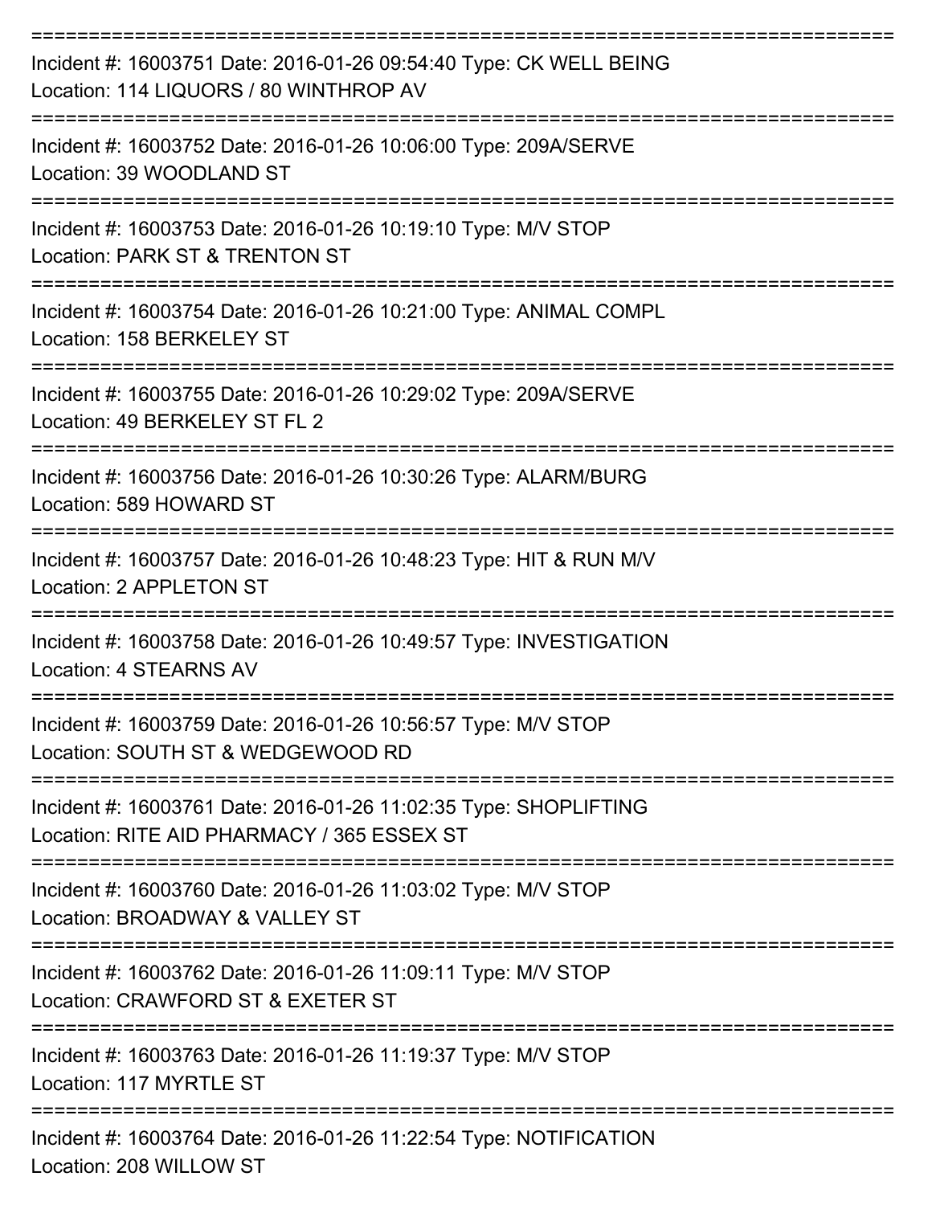Incident #: 16003751 Date: 2016-01-26 09:54:40 Type: CK WELL BEING
Location: 114 LIQUORS / 80 WINTHROP AV

---

Incident #: 16003752 Date: 2016-01-26 10:06:00 Type: 209A/SERVE
Location: 39 WOODLAND ST

---

Incident #: 16003753 Date: 2016-01-26 10:19:10 Type: M/V STOP
Location: PARK ST & TRENTON ST

---

Incident #: 16003754 Date: 2016-01-26 10:21:00 Type: ANIMAL COMPL
Location: 158 BERKELEY ST

---

Incident #: 16003755 Date: 2016-01-26 10:29:02 Type: 209A/SERVE
Location: 49 BERKELEY ST FL 2

---

Incident #: 16003756 Date: 2016-01-26 10:30:26 Type: ALARM/BURG
Location: 589 HOWARD ST

---

Incident #: 16003757 Date: 2016-01-26 10:48:23 Type: HIT & RUN M/V
Location: 2 APPLETON ST

---

Incident #: 16003758 Date: 2016-01-26 10:49:57 Type: INVESTIGATION
Location: 4 STEARNS AV

---

Incident #: 16003759 Date: 2016-01-26 10:56:57 Type: M/V STOP
Location: SOUTH ST & WEDGEWOOD RD

---

Incident #: 16003761 Date: 2016-01-26 11:02:35 Type: SHOPLIFTING
Location: RITE AID PHARMACY / 365 ESSEX ST

---

Incident #: 16003760 Date: 2016-01-26 11:03:02 Type: M/V STOP
Location: BROADWAY & VALLEY ST

---

Incident #: 16003762 Date: 2016-01-26 11:09:11 Type: M/V STOP
Location: CRAWFORD ST & EXETER ST

---

Incident #: 16003763 Date: 2016-01-26 11:19:37 Type: M/V STOP
Location: 117 MYRTLE ST

---

Incident #: 16003764 Date: 2016-01-26 11:22:54 Type: NOTIFICATION
Location: 208 WILLOW ST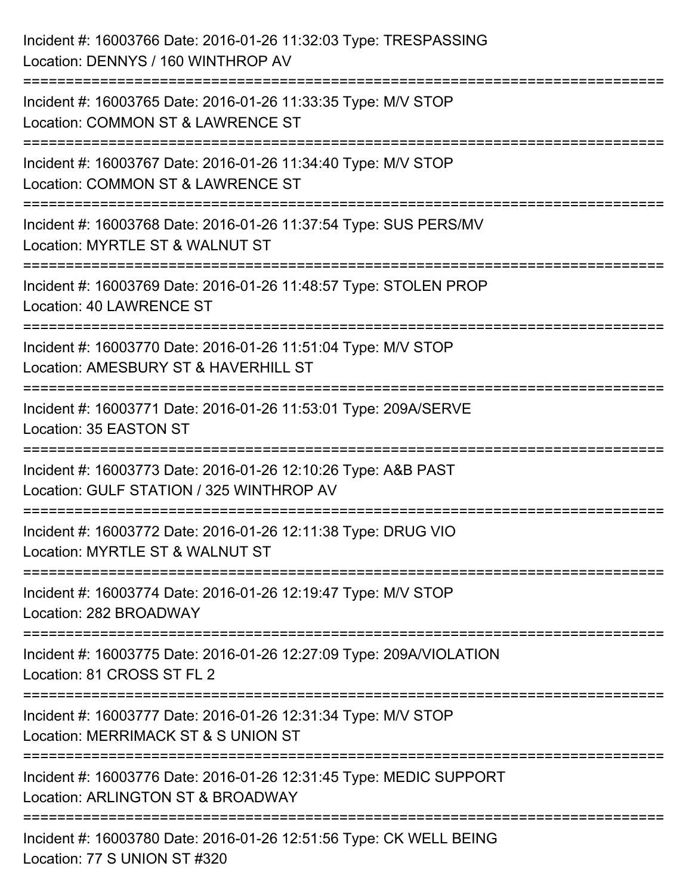Incident #: 16003766 Date: 2016-01-26 11:32:03 Type: TRESPASSING
Location: DENNYS / 160 WINTHROP AV

===========================================================================

Incident #: 16003765 Date: 2016-01-26 11:33:35 Type: M/V STOP
Location: COMMON ST & LAWRENCE ST

===========================================================================

Incident #: 16003767 Date: 2016-01-26 11:34:40 Type: M/V STOP
Location: COMMON ST & LAWRENCE ST

===========================================================================

Incident #: 16003768 Date: 2016-01-26 11:37:54 Type: SUS PERS/MV
Location: MYRTLE ST & WALNUT ST

===========================================================================

Incident #: 16003769 Date: 2016-01-26 11:48:57 Type: STOLEN PROP
Location: 40 LAWRENCE ST

===========================================================================

Incident #: 16003770 Date: 2016-01-26 11:51:04 Type: M/V STOP
Location: AMESBURY ST & HAVERHILL ST

===========================================================================

Incident #: 16003771 Date: 2016-01-26 11:53:01 Type: 209A/SERVE
Location: 35 EASTON ST

===========================================================================

Incident #: 16003773 Date: 2016-01-26 12:10:26 Type: A&B PAST
Location: GULF STATION / 325 WINTHROP AV

===========================================================================

Incident #: 16003772 Date: 2016-01-26 12:11:38 Type: DRUG VIO
Location: MYRTLE ST & WALNUT ST

===========================================================================

Incident #: 16003774 Date: 2016-01-26 12:19:47 Type: M/V STOP
Location: 282 BROADWAY

===========================================================================

Incident #: 16003775 Date: 2016-01-26 12:27:09 Type: 209A/VIOLATION
Location: 81 CROSS ST FL 2

===========================================================================

Incident #: 16003777 Date: 2016-01-26 12:31:34 Type: M/V STOP
Location: MERRIMACK ST & S UNION ST

===========================================================================

Incident #: 16003776 Date: 2016-01-26 12:31:45 Type: MEDIC SUPPORT
Location: ARLINGTON ST & BROADWAY

===========================================================================

Incident #: 16003780 Date: 2016-01-26 12:51:56 Type: CK WELL BEING
Location: 77 S UNION ST #320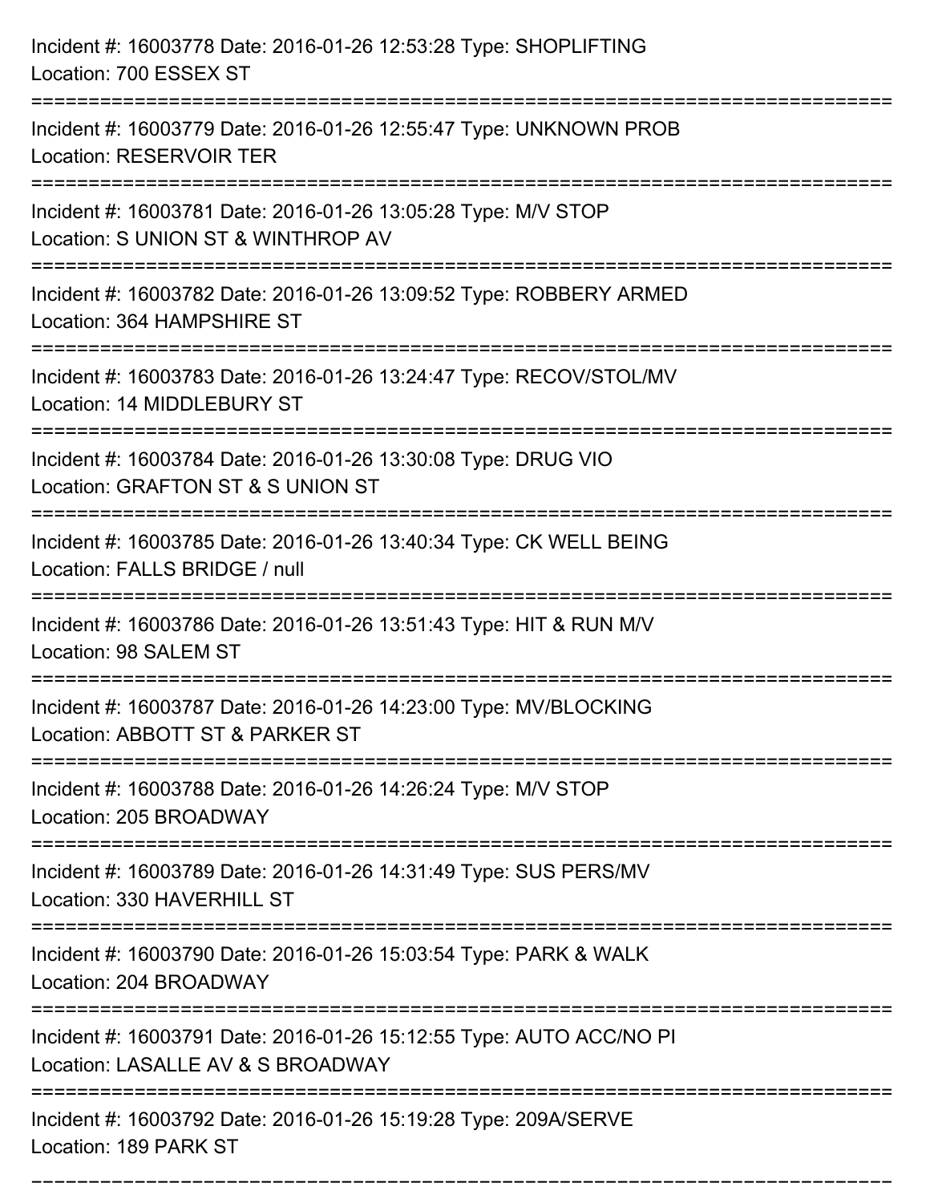Incident #: 16003778 Date: 2016-01-26 12:53:28 Type: SHOPLIFTING
Location: 700 ESSEX ST

===========================================================================

Incident #: 16003779 Date: 2016-01-26 12:55:47 Type: UNKNOWN PROB
Location: RESERVOIR TER

===========================================================================

Incident #: 16003781 Date: 2016-01-26 13:05:28 Type: M/V STOP
Location: S UNION ST & WINTHROP AV

===========================================================================

Incident #: 16003782 Date: 2016-01-26 13:09:52 Type: ROBBERY ARMED
Location: 364 HAMPSHIRE ST

===========================================================================

Incident #: 16003783 Date: 2016-01-26 13:24:47 Type: RECOV/STOL/MV
Location: 14 MIDDLEBURY ST

===========================================================================

Incident #: 16003784 Date: 2016-01-26 13:30:08 Type: DRUG VIO
Location: GRAFTON ST & S UNION ST

===========================================================================

Incident #: 16003785 Date: 2016-01-26 13:40:34 Type: CK WELL BEING
Location: FALLS BRIDGE / null

===========================================================================

Incident #: 16003786 Date: 2016-01-26 13:51:43 Type: HIT & RUN M/V
Location: 98 SALEM ST

===========================================================================

Incident #: 16003787 Date: 2016-01-26 14:23:00 Type: MV/BLOCKING
Location: ABBOTT ST & PARKER ST

===========================================================================

Incident #: 16003788 Date: 2016-01-26 14:26:24 Type: M/V STOP
Location: 205 BROADWAY

===========================================================================

Incident #: 16003789 Date: 2016-01-26 14:31:49 Type: SUS PERS/MV
Location: 330 HAVERHILL ST

===========================================================================

Incident #: 16003790 Date: 2016-01-26 15:03:54 Type: PARK & WALK
Location: 204 BROADWAY

===========================================================================

Incident #: 16003791 Date: 2016-01-26 15:12:55 Type: AUTO ACC/NO PI
Location: LASALLE AV & S BROADWAY

===========================================================================

Incident #: 16003792 Date: 2016-01-26 15:19:28 Type: 209A/SERVE
Location: 189 PARK ST

===========================================================================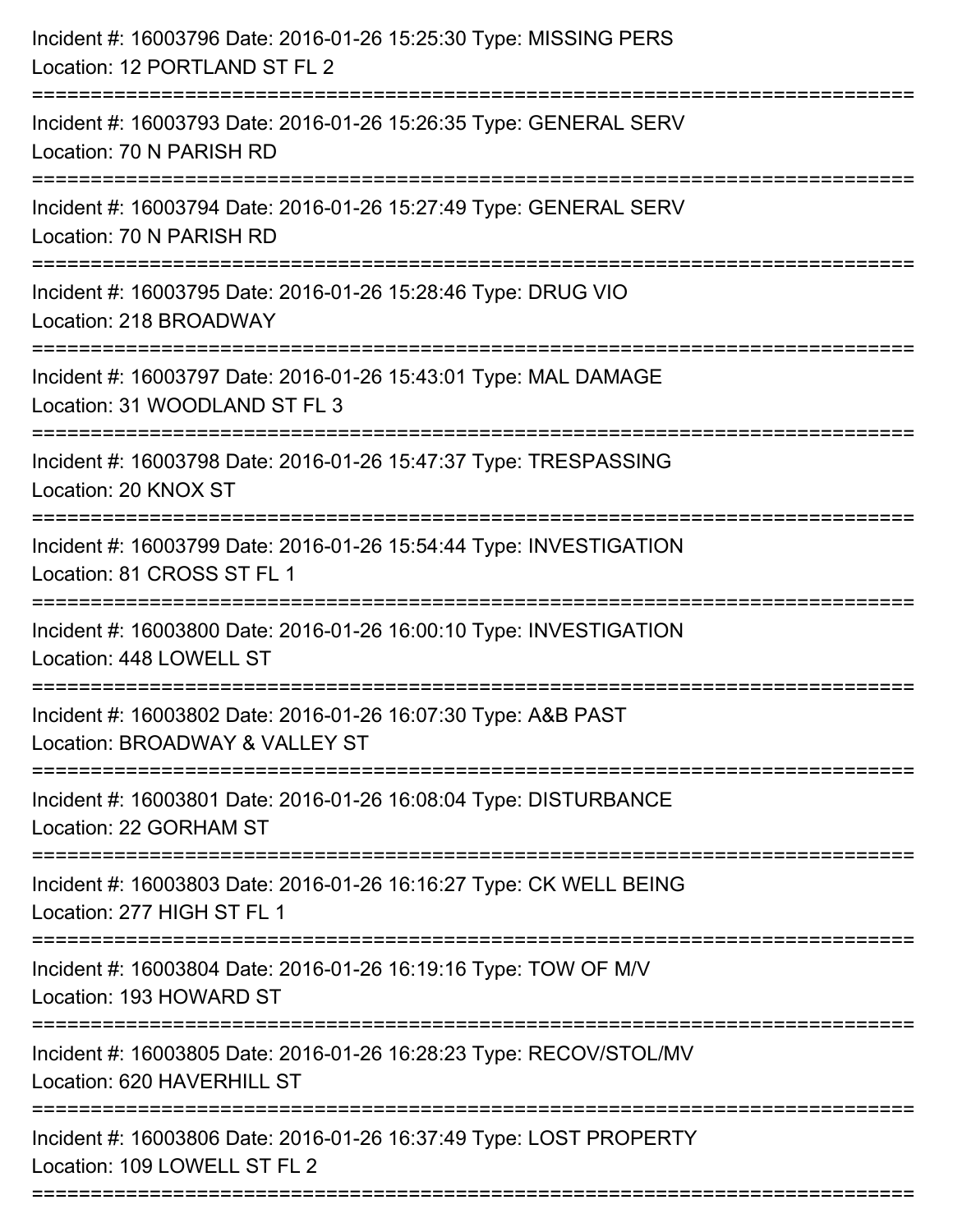Incident #: 16003796 Date: 2016-01-26 15:25:30 Type: MISSING PERS
Location: 12 PORTLAND ST FL 2

===========================================================================

Incident #: 16003793 Date: 2016-01-26 15:26:35 Type: GENERAL SERV
Location: 70 N PARISH RD

===========================================================================

Incident #: 16003794 Date: 2016-01-26 15:27:49 Type: GENERAL SERV
Location: 70 N PARISH RD

===========================================================================

Incident #: 16003795 Date: 2016-01-26 15:28:46 Type: DRUG VIO
Location: 218 BROADWAY

===========================================================================

Incident #: 16003797 Date: 2016-01-26 15:43:01 Type: MAL DAMAGE
Location: 31 WOODLAND ST FL 3

===========================================================================

Incident #: 16003798 Date: 2016-01-26 15:47:37 Type: TRESPASSING
Location: 20 KNOX ST

===========================================================================

Incident #: 16003799 Date: 2016-01-26 15:54:44 Type: INVESTIGATION
Location: 81 CROSS ST FL 1

===========================================================================

Incident #: 16003800 Date: 2016-01-26 16:00:10 Type: INVESTIGATION
Location: 448 LOWELL ST

===========================================================================

Incident #: 16003802 Date: 2016-01-26 16:07:30 Type: A&B PAST
Location: BROADWAY & VALLEY ST

===========================================================================

Incident #: 16003801 Date: 2016-01-26 16:08:04 Type: DISTURBANCE
Location: 22 GORHAM ST

===========================================================================

Incident #: 16003803 Date: 2016-01-26 16:16:27 Type: CK WELL BEING
Location: 277 HIGH ST FL 1

===========================================================================

Incident #: 16003804 Date: 2016-01-26 16:19:16 Type: TOW OF M/V
Location: 193 HOWARD ST

===========================================================================

Incident #: 16003805 Date: 2016-01-26 16:28:23 Type: RECOV/STOL/MV
Location: 620 HAVERHILL ST

===========================================================================

Incident #: 16003806 Date: 2016-01-26 16:37:49 Type: LOST PROPERTY
Location: 109 LOWELL ST FL 2

===========================================================================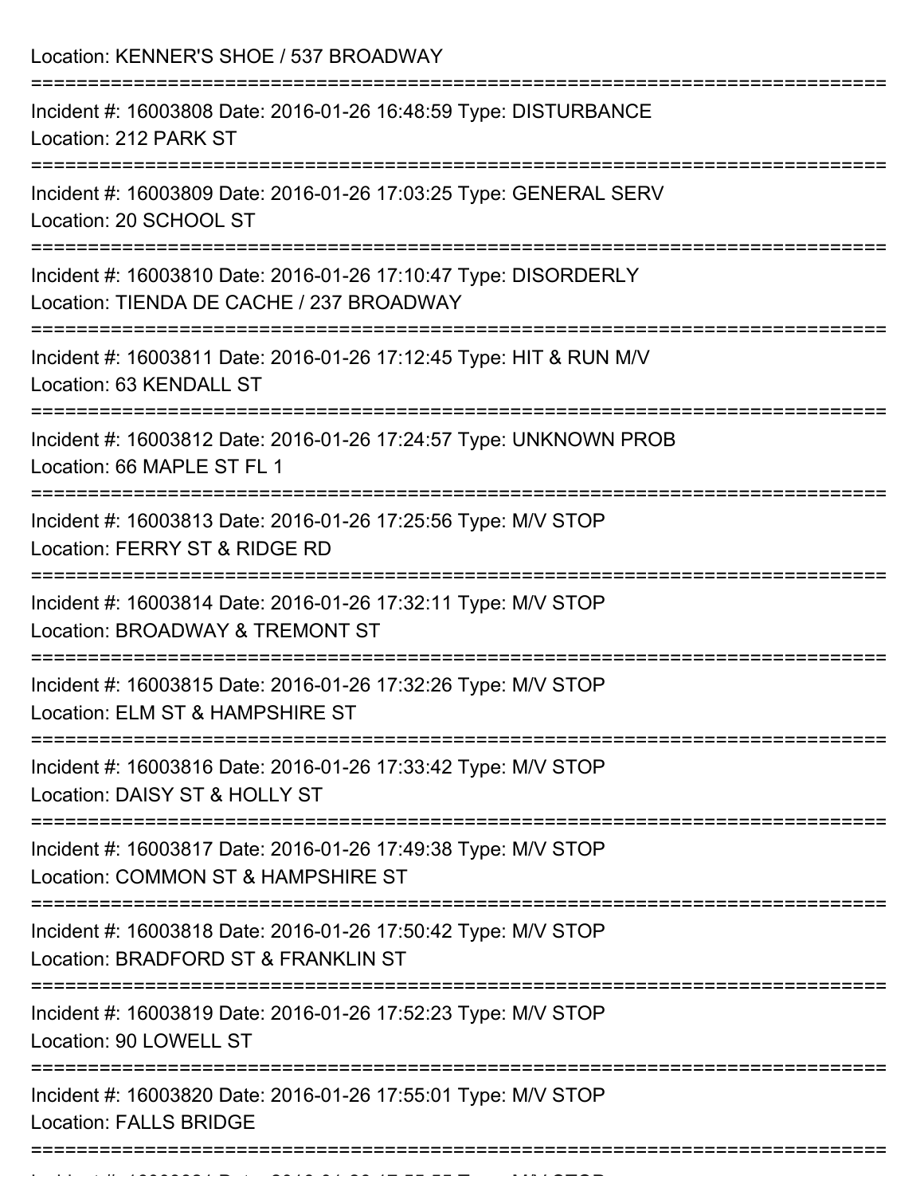Location: KENNER'S SHOE / 537 BROADWAY

===========================================================================

Incident #: 16003808 Date: 2016-01-26 16:48:59 Type: DISTURBANCE
Location: 212 PARK ST

===========================================================================

Incident #: 16003809 Date: 2016-01-26 17:03:25 Type: GENERAL SERV
Location: 20 SCHOOL ST

===========================================================================

Incident #: 16003810 Date: 2016-01-26 17:10:47 Type: DISORDERLY
Location: TIENDA DE CACHE / 237 BROADWAY

===========================================================================

Incident #: 16003811 Date: 2016-01-26 17:12:45 Type: HIT & RUN M/V
Location: 63 KENDALL ST

===========================================================================

Incident #: 16003812 Date: 2016-01-26 17:24:57 Type: UNKNOWN PROB
Location: 66 MAPLE ST FL 1

===========================================================================

Incident #: 16003813 Date: 2016-01-26 17:25:56 Type: M/V STOP
Location: FERRY ST & RIDGE RD

===========================================================================

Incident #: 16003814 Date: 2016-01-26 17:32:11 Type: M/V STOP
Location: BROADWAY & TREMONT ST

===========================================================================

Incident #: 16003815 Date: 2016-01-26 17:32:26 Type: M/V STOP
Location: ELM ST & HAMPSHIRE ST

===========================================================================

Incident #: 16003816 Date: 2016-01-26 17:33:42 Type: M/V STOP
Location: DAISY ST & HOLLY ST

===========================================================================

Incident #: 16003817 Date: 2016-01-26 17:49:38 Type: M/V STOP
Location: COMMON ST & HAMPSHIRE ST

===========================================================================

Incident #: 16003818 Date: 2016-01-26 17:50:42 Type: M/V STOP
Location: BRADFORD ST & FRANKLIN ST

===========================================================================

Incident #: 16003819 Date: 2016-01-26 17:52:23 Type: M/V STOP
Location: 90 LOWELL ST

===========================================================================

Incident #: 16003820 Date: 2016-01-26 17:55:01 Type: M/V STOP
Location: FALLS BRIDGE

===========================================================================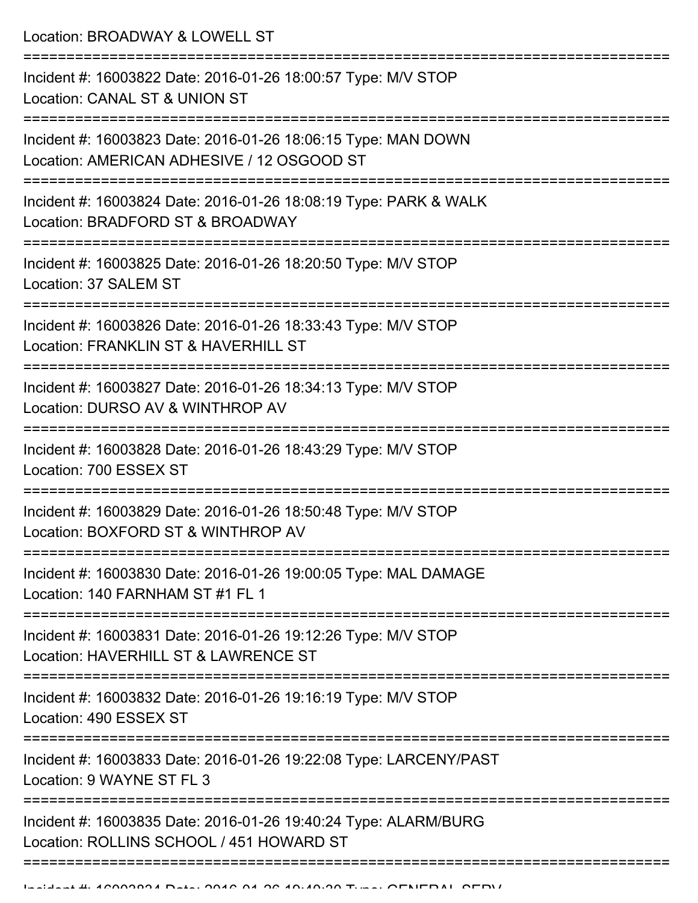Location: BROADWAY & LOWELL ST

===========================================================================

Incident #: 16003822 Date: 2016-01-26 18:00:57 Type: M/V STOP
Location: CANAL ST & UNION ST

===========================================================================

Incident #: 16003823 Date: 2016-01-26 18:06:15 Type: MAN DOWN
Location: AMERICAN ADHESIVE / 12 OSGOOD ST

===========================================================================

Incident #: 16003824 Date: 2016-01-26 18:08:19 Type: PARK & WALK
Location: BRADFORD ST & BROADWAY

===========================================================================

Incident #: 16003825 Date: 2016-01-26 18:20:50 Type: M/V STOP
Location: 37 SALEM ST

===========================================================================

Incident #: 16003826 Date: 2016-01-26 18:33:43 Type: M/V STOP
Location: FRANKLIN ST & HAVERHILL ST

===========================================================================

Incident #: 16003827 Date: 2016-01-26 18:34:13 Type: M/V STOP
Location: DURSO AV & WINTHROP AV

===========================================================================

Incident #: 16003828 Date: 2016-01-26 18:43:29 Type: M/V STOP
Location: 700 ESSEX ST

===========================================================================

Incident #: 16003829 Date: 2016-01-26 18:50:48 Type: M/V STOP
Location: BOXFORD ST & WINTHROP AV

===========================================================================

Incident #: 16003830 Date: 2016-01-26 19:00:05 Type: MAL DAMAGE
Location: 140 FARNHAM ST #1 FL 1

===========================================================================

Incident #: 16003831 Date: 2016-01-26 19:12:26 Type: M/V STOP
Location: HAVERHILL ST & LAWRENCE ST

===========================================================================

Incident #: 16003832 Date: 2016-01-26 19:16:19 Type: M/V STOP
Location: 490 ESSEX ST

===========================================================================

Incident #: 16003833 Date: 2016-01-26 19:22:08 Type: LARCENY/PAST
Location: 9 WAYNE ST FL 3

===========================================================================

Incident #: 16003835 Date: 2016-01-26 19:40:24 Type: ALARM/BURG
Location: ROLLINS SCHOOL / 451 HOWARD ST

===========================================================================

Incident #: 16003834 Date: 2016-01-26 19:40:30 Type: GENERAL SERV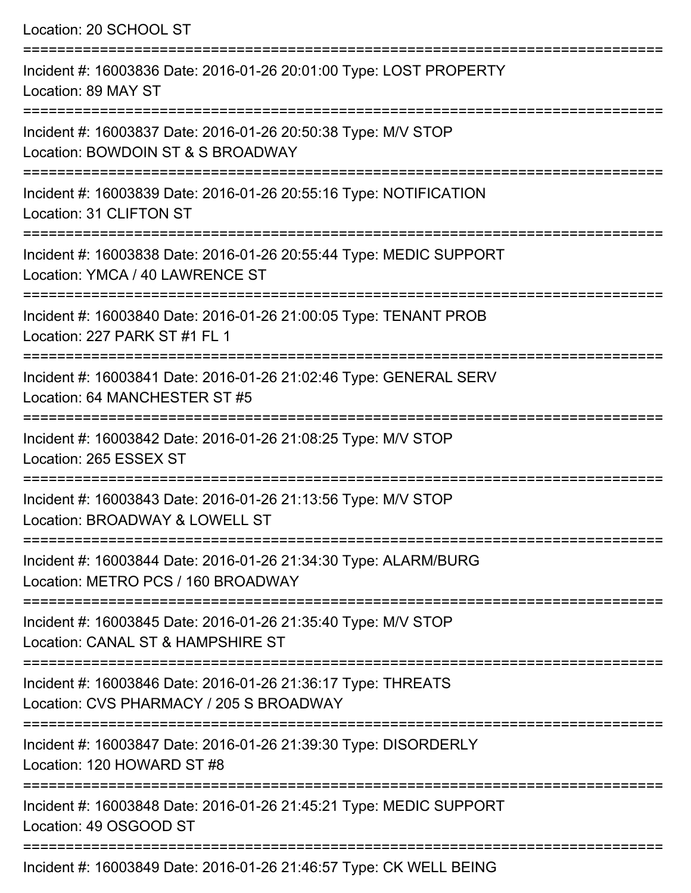Location: 20 SCHOOL ST

===========================================================================

Incident #: 16003836 Date: 2016-01-26 20:01:00 Type: LOST PROPERTY
Location: 89 MAY ST

===========================================================================

Incident #: 16003837 Date: 2016-01-26 20:50:38 Type: M/V STOP
Location: BOWDOIN ST & S BROADWAY

===========================================================================

Incident #: 16003839 Date: 2016-01-26 20:55:16 Type: NOTIFICATION
Location: 31 CLIFTON ST

===========================================================================

Incident #: 16003838 Date: 2016-01-26 20:55:44 Type: MEDIC SUPPORT
Location: YMCA / 40 LAWRENCE ST

===========================================================================

Incident #: 16003840 Date: 2016-01-26 21:00:05 Type: TENANT PROB
Location: 227 PARK ST #1 FL 1

===========================================================================

Incident #: 16003841 Date: 2016-01-26 21:02:46 Type: GENERAL SERV
Location: 64 MANCHESTER ST #5

===========================================================================

Incident #: 16003842 Date: 2016-01-26 21:08:25 Type: M/V STOP
Location: 265 ESSEX ST

===========================================================================

Incident #: 16003843 Date: 2016-01-26 21:13:56 Type: M/V STOP
Location: BROADWAY & LOWELL ST

===========================================================================

Incident #: 16003844 Date: 2016-01-26 21:34:30 Type: ALARM/BURG
Location: METRO PCS / 160 BROADWAY

===========================================================================

Incident #: 16003845 Date: 2016-01-26 21:35:40 Type: M/V STOP
Location: CANAL ST & HAMPSHIRE ST

===========================================================================

Incident #: 16003846 Date: 2016-01-26 21:36:17 Type: THREATS
Location: CVS PHARMACY / 205 S BROADWAY

===========================================================================

Incident #: 16003847 Date: 2016-01-26 21:39:30 Type: DISORDERLY
Location: 120 HOWARD ST #8

===========================================================================

Incident #: 16003848 Date: 2016-01-26 21:45:21 Type: MEDIC SUPPORT
Location: 49 OSGOOD ST

===========================================================================

Incident #: 16003849 Date: 2016-01-26 21:46:57 Type: CK WELL BEING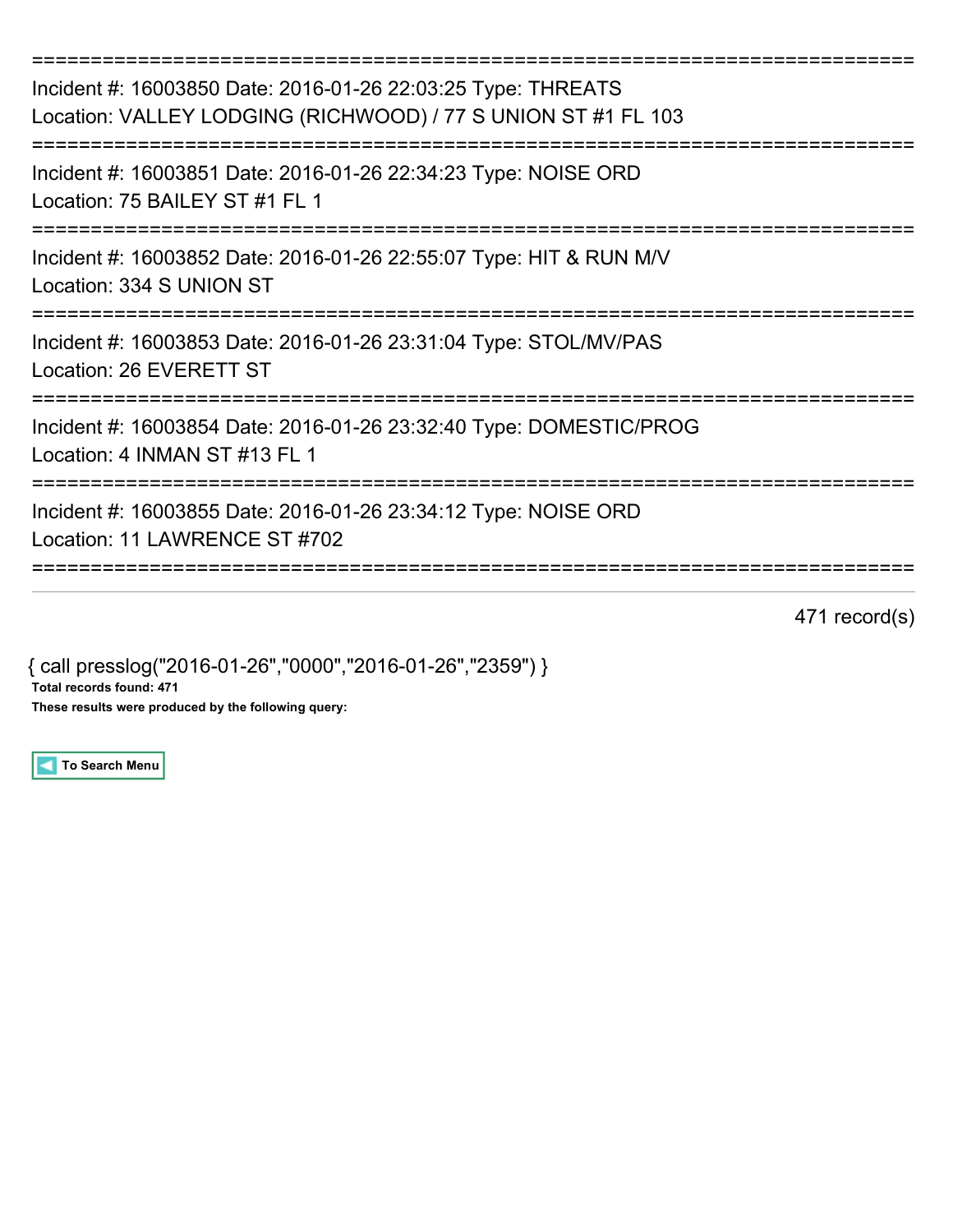===========================================================================
Incident #: 16003850 Date: 2016-01-26 22:03:25 Type: THREATS
Location: VALLEY LODGING (RICHWOOD) / 77 S UNION ST #1 FL 103
===========================================================================
Incident #: 16003851 Date: 2016-01-26 22:34:23 Type: NOISE ORD
Location: 75 BAILEY ST #1 FL 1
===========================================================================
Incident #: 16003852 Date: 2016-01-26 22:55:07 Type: HIT & RUN M/V
Location: 334 S UNION ST
===========================================================================
Incident #: 16003853 Date: 2016-01-26 23:31:04 Type: STOL/MV/PAS
Location: 26 EVERETT ST
===========================================================================
Incident #: 16003854 Date: 2016-01-26 23:32:40 Type: DOMESTIC/PROG
Location: 4 INMAN ST #13 FL 1
===========================================================================
Incident #: 16003855 Date: 2016-01-26 23:34:12 Type: NOISE ORD
Location: 11 LAWRENCE ST #702
===========================================================================

471 record(s)

{ call presslog("2016-01-26","0000","2016-01-26","2359") }

**Total records found: 471**

**These results were produced by the following query:**

To Search Menu